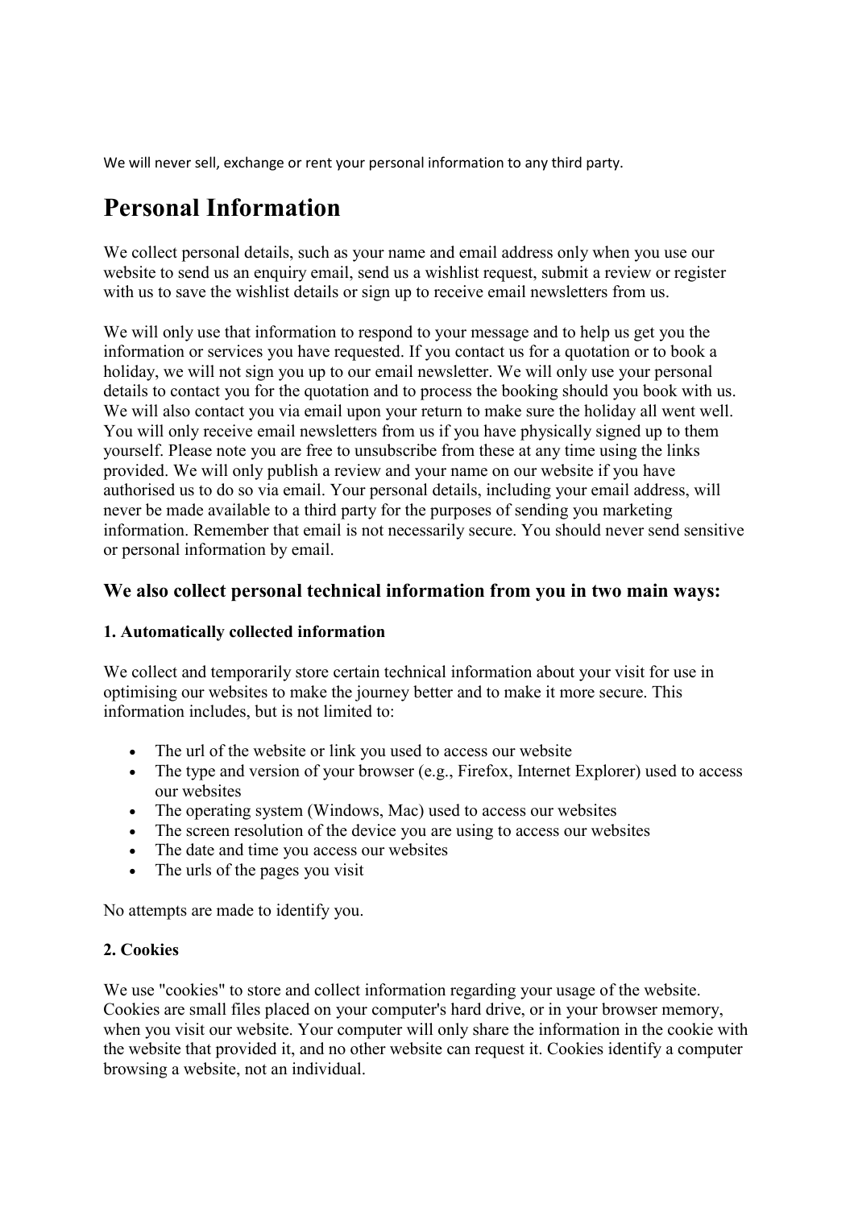We will never sell, exchange or rent your personal information to any third party.

# Personal Information

We collect personal details, such as your name and email address only when you use our website to send us an enquiry email, send us a wishlist request, submit a review or register with us to save the wishlist details or sign up to receive email newsletters from us.

We will only use that information to respond to your message and to help us get you the information or services you have requested. If you contact us for a quotation or to book a holiday, we will not sign you up to our email newsletter. We will only use your personal details to contact you for the quotation and to process the booking should you book with us. We will also contact you via email upon your return to make sure the holiday all went well. You will only receive email newsletters from us if you have physically signed up to them yourself. Please note you are free to unsubscribe from these at any time using the links provided. We will only publish a review and your name on our website if you have authorised us to do so via email. Your personal details, including your email address, will never be made available to a third party for the purposes of sending you marketing information. Remember that email is not necessarily secure. You should never send sensitive or personal information by email.

## We also collect personal technical information from you in two main ways:

### 1. Automatically collected information

We collect and temporarily store certain technical information about your visit for use in optimising our websites to make the journey better and to make it more secure. This information includes, but is not limited to:

- The url of the website or link you used to access our website
- The type and version of your browser (e.g., Firefox, Internet Explorer) used to access our websites
- The operating system (Windows, Mac) used to access our websites
- The screen resolution of the device you are using to access our websites
- The date and time you access our websites
- The urls of the pages you visit

No attempts are made to identify you.

### 2. Cookies

We use "cookies" to store and collect information regarding your usage of the website. Cookies are small files placed on your computer's hard drive, or in your browser memory, when you visit our website. Your computer will only share the information in the cookie with the website that provided it, and no other website can request it. Cookies identify a computer browsing a website, not an individual.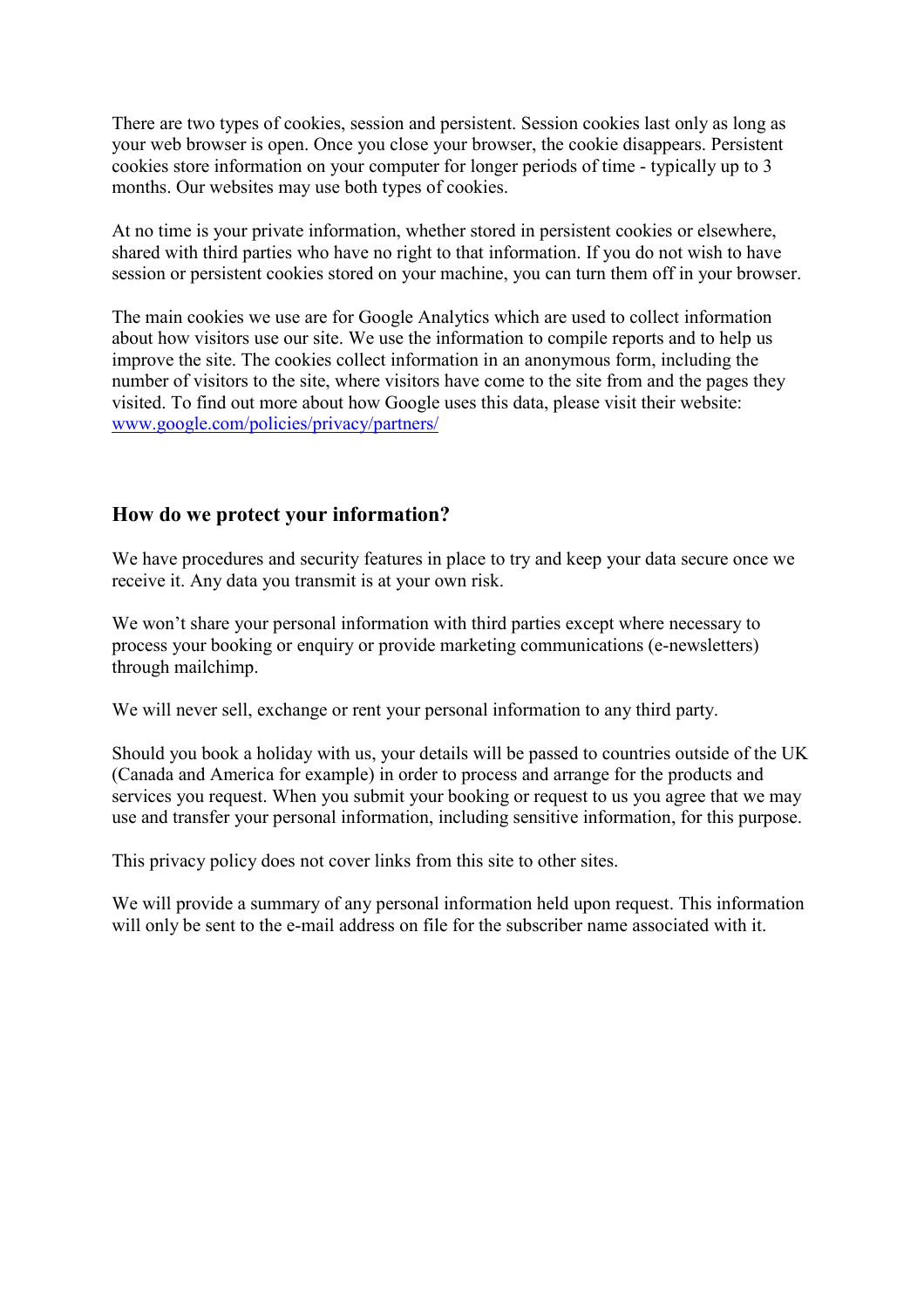There are two types of cookies, session and persistent. Session cookies last only as long as your web browser is open. Once you close your browser, the cookie disappears. Persistent cookies store information on your computer for longer periods of time - typically up to 3 months. Our websites may use both types of cookies.

At no time is your private information, whether stored in persistent cookies or elsewhere, shared with third parties who have no right to that information. If you do not wish to have session or persistent cookies stored on your machine, you can turn them off in your browser.

The main cookies we use are for Google Analytics which are used to collect information about how visitors use our site. We use the information to compile reports and to help us improve the site. The cookies collect information in an anonymous form, including the number of visitors to the site, where visitors have come to the site from and the pages they visited. To find out more about how Google uses this data, please visit their website: [www.google.com/policies/privacy/partners/](http://www.google.com/policies/privacy/partners/)

## How do we protect your information?

We have procedures and security features in place to try and keep your data secure once we receive it. Any data you transmit is at your own risk.

We won't share your personal information with third parties except where necessary to process your booking or enquiry or provide marketing communications (e-newsletters) through mailchimp.

We will never sell, exchange or rent your personal information to any third party.

Should you book a holiday with us, your details will be passed to countries outside of the UK (Canada and America for example) in order to process and arrange for the products and services you request. When you submit your booking or request to us you agree that we may use and transfer your personal information, including sensitive information, for this purpose.

This privacy policy does not cover links from this site to other sites.

We will provide a summary of any personal information held upon request. This information will only be sent to the e-mail address on file for the subscriber name associated with it.